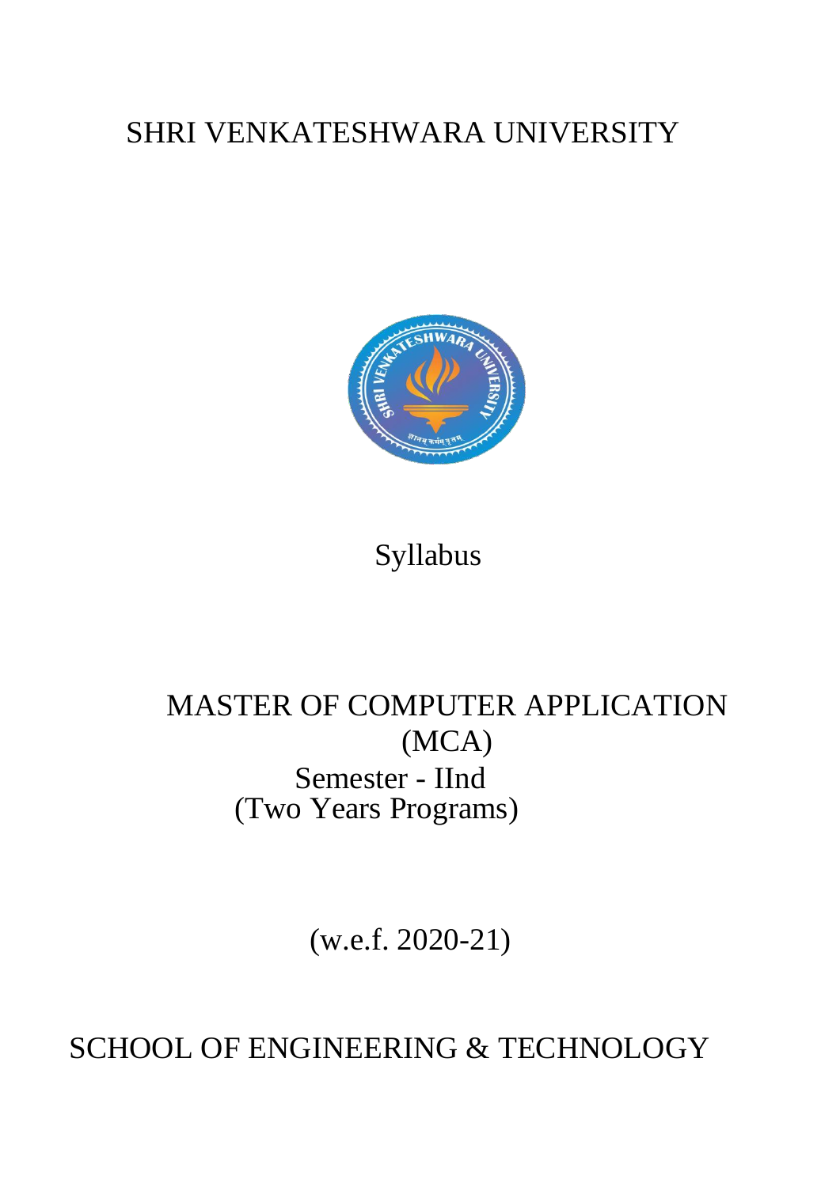# SHRI VENKATESHWARA UNIVERSITY

## Syllabus

## MASTER OF COMPUTER APPLICATION
## (MCA)

### Semester - IInd
### (Two Years Programs)

(w.e.f. 2020-21)

## SCHOOL OF ENGINEERING & TECHNOLOGY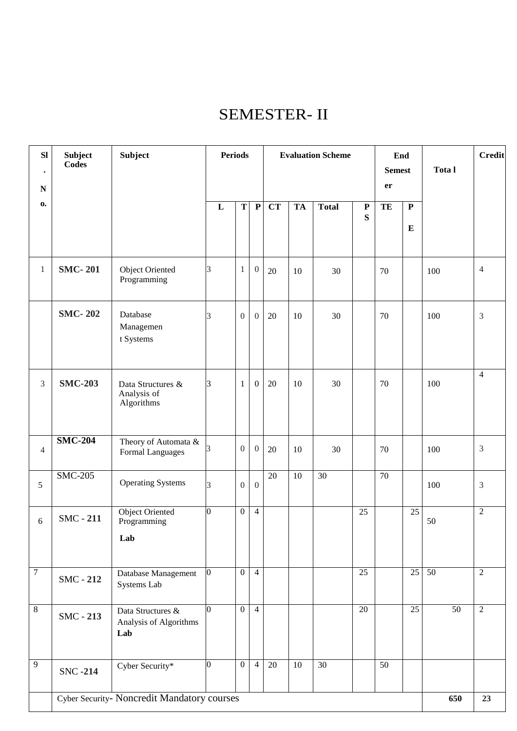# SEMESTER- II

| Sl. No. | Subject Codes | Subject | Periods | | | Evaluation Scheme | | | | End Semester | | Total | Credit |
|---|---|---|---|---|---|---|---|---|---|---|---|---|---|
| | | | L | T | P | CT | TA | Total | PS | TE | PE | | |
| 1 | **SMC- 201** | Object Oriented Programming | 3 | 1 | 0 | 20 | 10 | 30 | | 70 | | 100 | 4 |
| | **SMC- 202** | Database Management Systems | 3 | 0 | 0 | 20 | 10 | 30 | | 70 | | 100 | 3 |
| 3 | **SMC-203** | Data Structures & Analysis of Algorithms | 3 | 1 | 0 | 20 | 10 | 30 | | 70 | | 100 | 4 |
| 4 | **SMC-204** | Theory of Automata & Formal Languages | 3 | 0 | 0 | 20 | 10 | 30 | | 70 | | 100 | 3 |
| 5 | SMC-205 | Operating Systems | 3 | 0 | 0 | 20 | 10 | 30 | | 70 | | 100 | 3 |
| 6 | SMC - **211** | Object Oriented Programming **Lab** | 0 | 0 | 4 | | | | 25 | | 25 | 50 | 2 |
| 7 | SMC - **212** | Database Management Systems Lab | 0 | 0 | 4 | | | | 25 | | 25 | 50 | 2 |
| 8 | SMC - **213** | Data Structures & Analysis of Algorithms **Lab** | 0 | 0 | 4 | | | | 20 | | 25 | 50 | 2 |
| 9 | SNC -**214** | Cyber Security* | 0 | 0 | 4 | 20 | 10 | 30 | | 50 | | | |
| | Cyber Security- Noncredit Mandatory courses | | | | | | | | | | | **650** | **23** |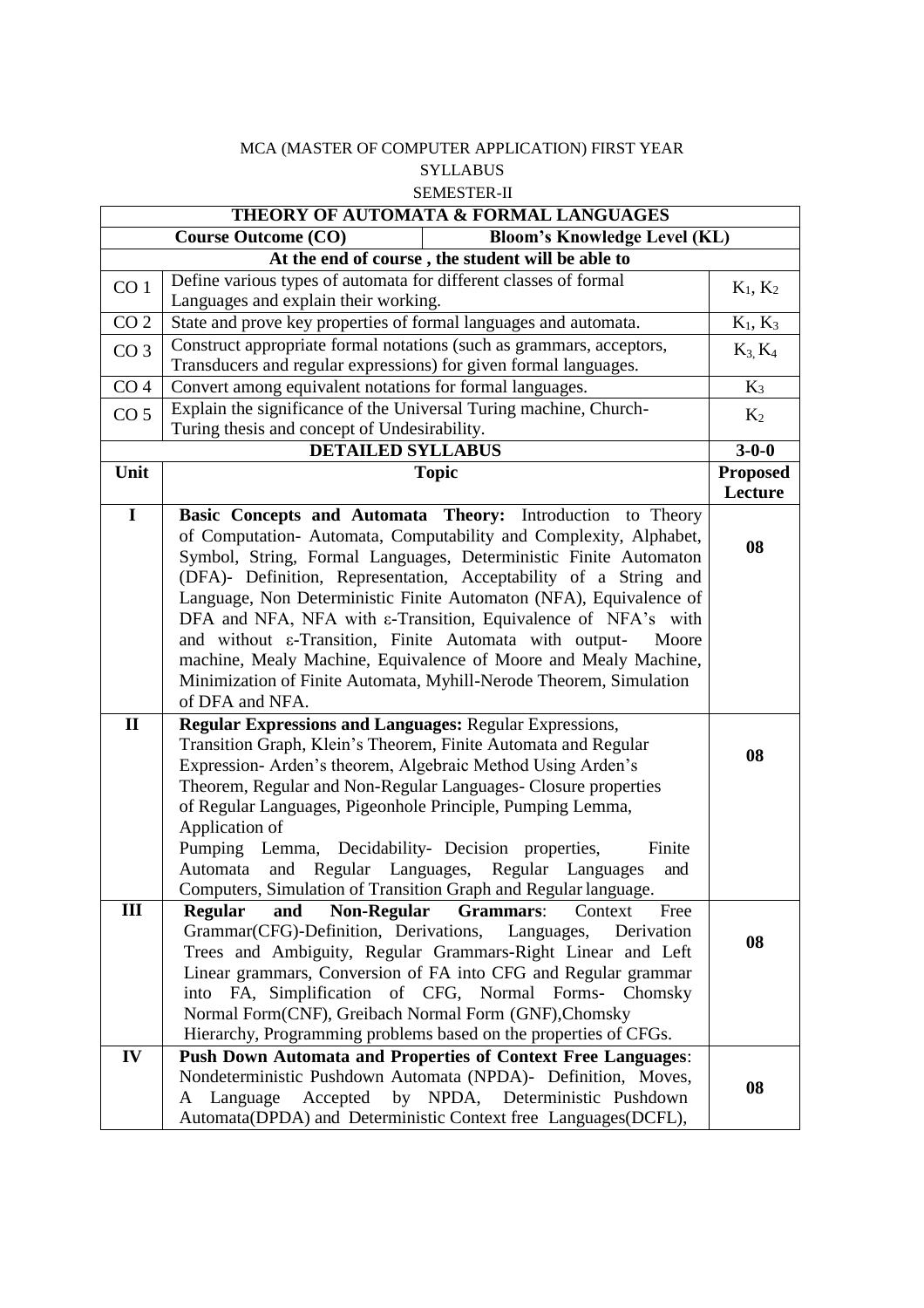MCA (MASTER OF COMPUTER APPLICATION) FIRST YEAR

SYLLABUS

SEMESTER-II

| THEORY OF AUTOMATA & FORMAL LANGUAGES | | |
|---|---|---|
| **Course Outcome (CO)** | **Bloom's Knowledge Level (KL)** | |
| **At the end of course , the student will be able to** | | |
| CO 1 | Define various types of automata for different classes of formal Languages and explain their working. | $K_1$, $K_2$ |
| CO 2 | State and prove key properties of formal languages and automata. | $K_1$, $K_3$ |
| CO 3 | Construct appropriate formal notations (such as grammars, acceptors, Transducers and regular expressions) for given formal languages. | $K_3$, $K_4$ |
| CO 4 | Convert among equivalent notations for formal languages. | $K_3$ |
| CO 5 | Explain the significance of the Universal Turing machine, Church-Turing thesis and concept of Undesirability. | $K_2$ |
| **DETAILED SYLLABUS** | | **3-0-0** |
| **Unit** | **Topic** | **Proposed Lecture** |
| **I** | **Basic Concepts and Automata Theory:** Introduction to Theory of Computation- Automata, Computability and Complexity, Alphabet, Symbol, String, Formal Languages, Deterministic Finite Automaton (DFA)- Definition, Representation, Acceptability of a String and Language, Non Deterministic Finite Automaton (NFA), Equivalence of DFA and NFA, NFA with ε-Transition, Equivalence of NFA's with and without ε-Transition, Finite Automata with output- Moore machine, Mealy Machine, Equivalence of Moore and Mealy Machine, Minimization of Finite Automata, Myhill-Nerode Theorem, Simulation of DFA and NFA. | **08** |
| **II** | **Regular Expressions and Languages:** Regular Expressions, Transition Graph, Klein's Theorem, Finite Automata and Regular Expression- Arden's theorem, Algebraic Method Using Arden's Theorem, Regular and Non-Regular Languages- Closure properties of Regular Languages, Pigeonhole Principle, Pumping Lemma, Application of Pumping Lemma, Decidability- Decision properties, Finite Automata and Regular Languages, Regular Languages and Computers, Simulation of Transition Graph and Regular language. | **08** |
| **III** | **Regular and Non-Regular Grammars**: Context Free Grammar(CFG)-Definition, Derivations, Languages, Derivation Trees and Ambiguity, Regular Grammars-Right Linear and Left Linear grammars, Conversion of FA into CFG and Regular grammar into FA, Simplification of CFG, Normal Forms- Chomsky Normal Form(CNF), Greibach Normal Form (GNF),Chomsky Hierarchy, Programming problems based on the properties of CFGs. | **08** |
| **IV** | **Push Down Automata and Properties of Context Free Languages**: Nondeterministic Pushdown Automata (NPDA)- Definition, Moves, A Language Accepted by NPDA, Deterministic Pushdown Automata(DPDA) and Deterministic Context free Languages(DCFL), | **08** |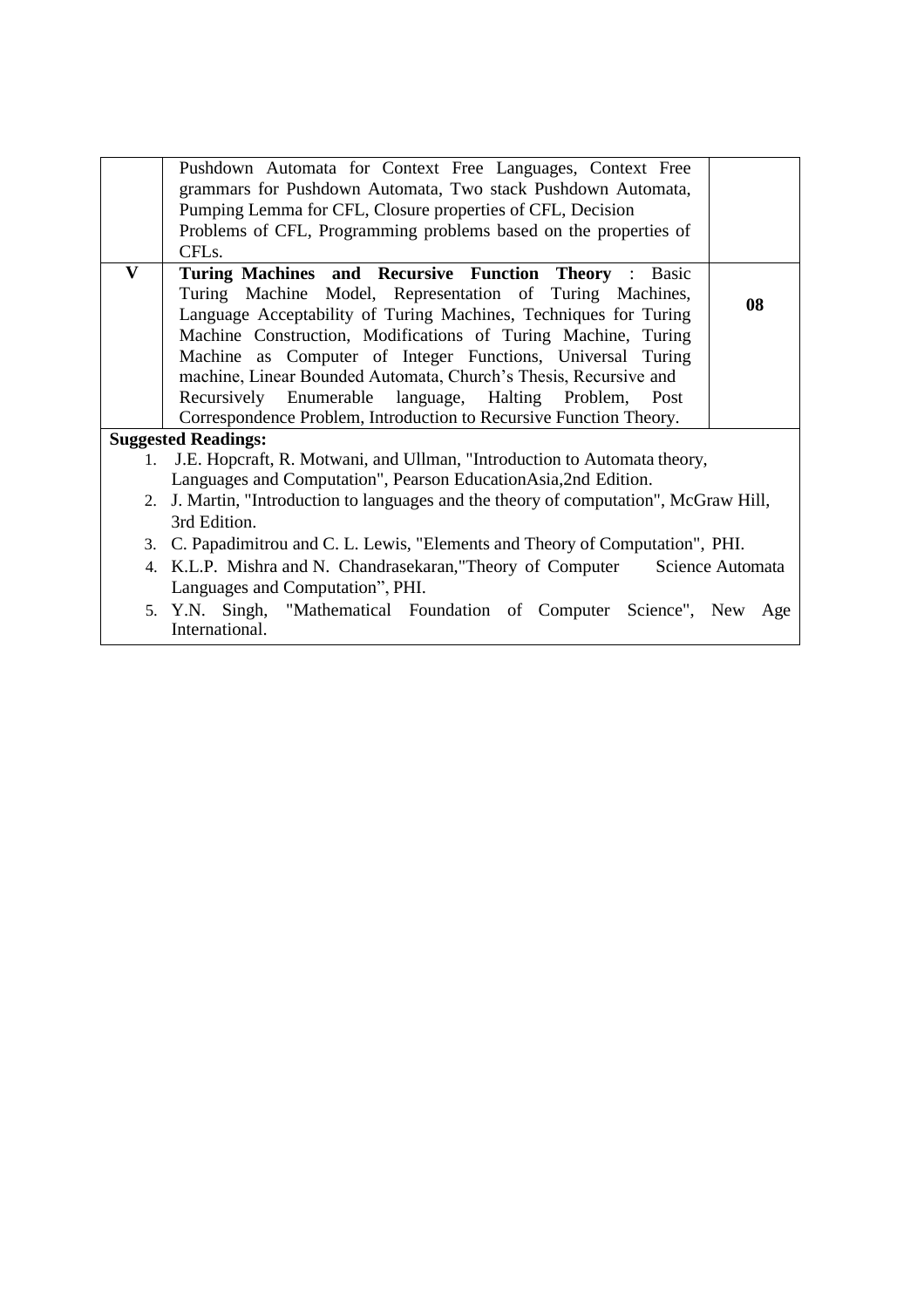|  |  |  |
|---|---|---|
|  | Pushdown Automata for Context Free Languages, Context Free grammars for Pushdown Automata, Two stack Pushdown Automata, Pumping Lemma for CFL, Closure properties of CFL, Decision Problems of CFL, Programming problems based on the properties of CFLs. |  |
| **V** | **Turing Machines and Recursive Function Theory** : Basic Turing Machine Model, Representation of Turing Machines, Language Acceptability of Turing Machines, Techniques for Turing Machine Construction, Modifications of Turing Machine, Turing Machine as Computer of Integer Functions, Universal Turing machine, Linear Bounded Automata, Church's Thesis, Recursive and Recursively Enumerable language, Halting Problem, Post Correspondence Problem, Introduction to Recursive Function Theory. | **08** |

**Suggested Readings:**

1. J.E. Hopcraft, R. Motwani, and Ullman, "Introduction to Automata theory, Languages and Computation", Pearson EducationAsia,2nd Edition.
2. J. Martin, "Introduction to languages and the theory of computation", McGraw Hill, 3rd Edition.
3. C. Papadimitrou and C. L. Lewis, "Elements and Theory of Computation", PHI.
4. K.L.P. Mishra and N. Chandrasekaran,"Theory of Computer Science Automata Languages and Computation", PHI.
5. Y.N. Singh, "Mathematical Foundation of Computer Science", New Age International.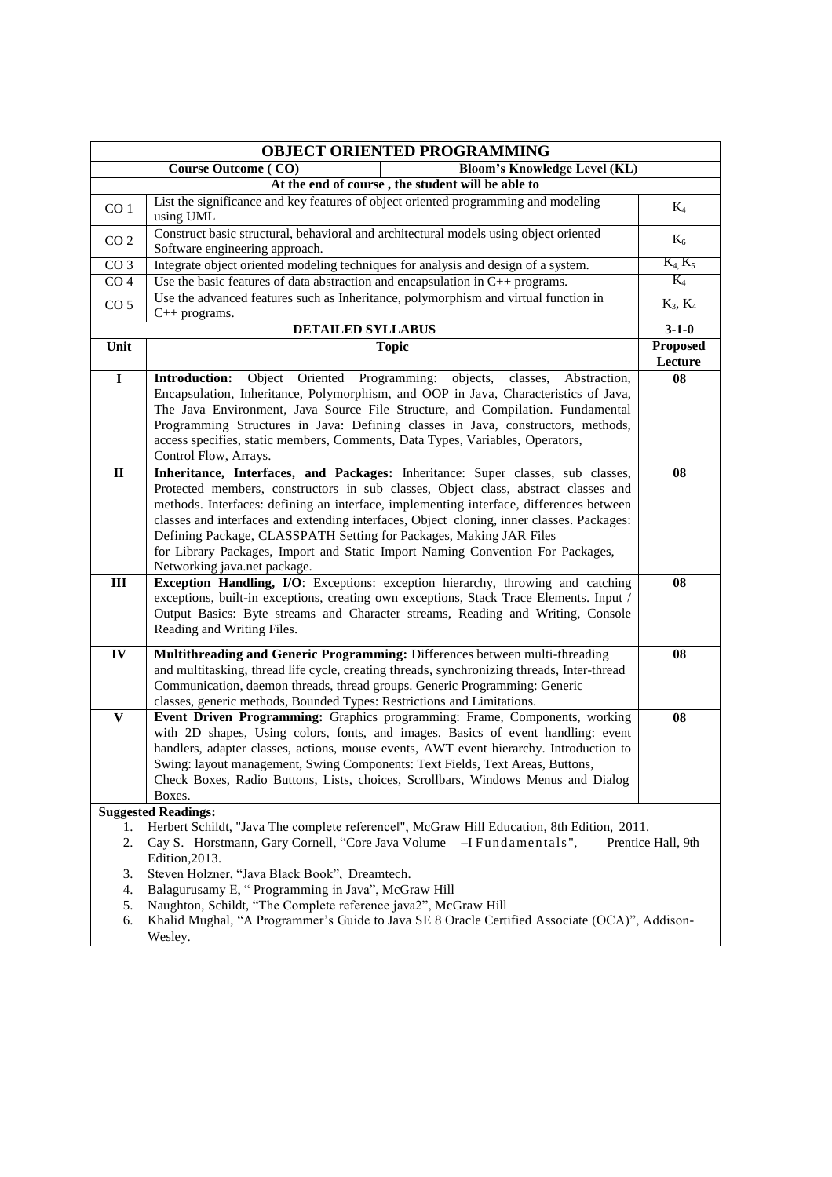| OBJECT ORIENTED PROGRAMMING | | |
|---|---|---|
| **Course Outcome ( CO)** | **Bloom's Knowledge Level (KL)** | |
| **At the end of course , the student will be able to** | | |
| CO 1 | List the significance and key features of object oriented programming and modeling using UML | $K_4$ |
| CO 2 | Construct basic structural, behavioral and architectural models using object oriented Software engineering approach. | $K_6$ |
| CO 3 | Integrate object oriented modeling techniques for analysis and design of a system. | $K_4$, $K_5$ |
| CO 4 | Use the basic features of data abstraction and encapsulation in C++ programs. | $K_4$ |
| CO 5 | Use the advanced features such as Inheritance, polymorphism and virtual function in C++ programs. | $K_3$, $K_4$ |
| **DETAILED SYLLABUS** | | **3-1-0** |
| **Unit** | **Topic** | **Proposed Lecture** |
| **I** | **Introduction:** Object Oriented Programming: objects, classes, Abstraction, Encapsulation, Inheritance, Polymorphism, and OOP in Java, Characteristics of Java, The Java Environment, Java Source File Structure, and Compilation. Fundamental Programming Structures in Java: Defining classes in Java, constructors, methods, access specifies, static members, Comments, Data Types, Variables, Operators, Control Flow, Arrays. | **08** |
| **II** | **Inheritance, Interfaces, and Packages:** Inheritance: Super classes, sub classes, Protected members, constructors in sub classes, Object class, abstract classes and methods. Interfaces: defining an interface, implementing interface, differences between classes and interfaces and extending interfaces, Object cloning, inner classes. Packages: Defining Package, CLASSPATH Setting for Packages, Making JAR Files for Library Packages, Import and Static Import Naming Convention For Packages, Networking java.net package. | **08** |
| **III** | **Exception Handling, I/O**: Exceptions: exception hierarchy, throwing and catching exceptions, built-in exceptions, creating own exceptions, Stack Trace Elements. Input / Output Basics: Byte streams and Character streams, Reading and Writing, Console Reading and Writing Files. | **08** |
| **IV** | **Multithreading and Generic Programming:** Differences between multi-threading and multitasking, thread life cycle, creating threads, synchronizing threads, Inter-thread Communication, daemon threads, thread groups. Generic Programming: Generic classes, generic methods, Bounded Types: Restrictions and Limitations. | **08** |
| **V** | **Event Driven Programming:** Graphics programming: Frame, Components, working with 2D shapes, Using colors, fonts, and images. Basics of event handling: event handlers, adapter classes, actions, mouse events, AWT event hierarchy. Introduction to Swing: layout management, Swing Components: Text Fields, Text Areas, Buttons, Check Boxes, Radio Buttons, Lists, choices, Scrollbars, Windows Menus and Dialog Boxes. | **08** |

**Suggested Readings:**

1. Herbert Schildt, "Java The complete referencel", McGraw Hill Education, 8th Edition, 2011.
2. Cay S. Horstmann, Gary Cornell, "Core Java Volume –I Fundamentals", Prentice Hall, 9th Edition,2013.
3. Steven Holzner, "Java Black Book", Dreamtech.
4. Balagurusamy E, " Programming in Java", McGraw Hill
5. Naughton, Schildt, "The Complete reference java2", McGraw Hill
6. Khalid Mughal, "A Programmer's Guide to Java SE 8 Oracle Certified Associate (OCA)", Addison-Wesley.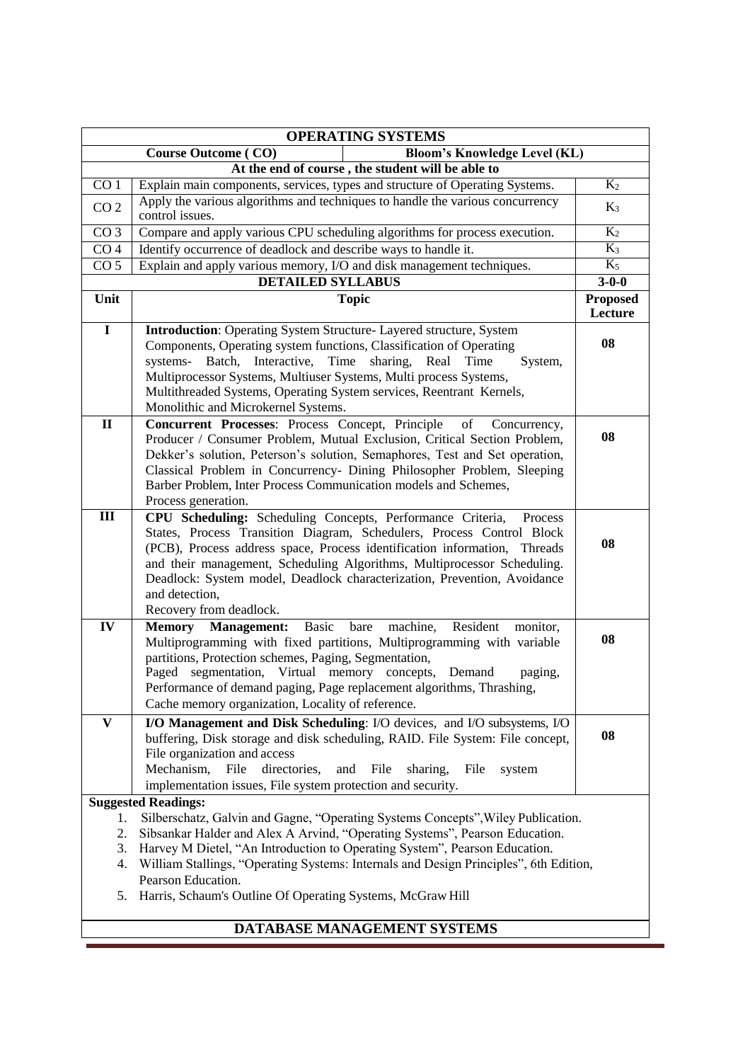## OPERATING SYSTEMS

| Course Outcome ( CO) | | Bloom's Knowledge Level (KL) |
|---|---|---|
| **At the end of course , the student will be able to** | | |
| CO 1 | Explain main components, services, types and structure of Operating Systems. | $K_2$ |
| CO 2 | Apply the various algorithms and techniques to handle the various concurrency control issues. | $K_3$ |
| CO 3 | Compare and apply various CPU scheduling algorithms for process execution. | $K_2$ |
| CO 4 | Identify occurrence of deadlock and describe ways to handle it. | $K_3$ |
| CO 5 | Explain and apply various memory, I/O and disk management techniques. | $K_5$ |

### DETAILED SYLLABUS (3-0-0)

| Unit | Topic | Proposed Lecture |
|---|---|---|
| I | **Introduction**: Operating System Structure- Layered structure, System Components, Operating system functions, Classification of Operating systems- Batch, Interactive, Time sharing, Real Time System, Multiprocessor Systems, Multiuser Systems, Multi process Systems, Multithreaded Systems, Operating System services, Reentrant Kernels, Monolithic and Microkernel Systems. | 08 |
| II | **Concurrent Processes**: Process Concept, Principle of Concurrency, Producer / Consumer Problem, Mutual Exclusion, Critical Section Problem, Dekker's solution, Peterson's solution, Semaphores, Test and Set operation, Classical Problem in Concurrency- Dining Philosopher Problem, Sleeping Barber Problem, Inter Process Communication models and Schemes, Process generation. | 08 |
| III | **CPU Scheduling:** Scheduling Concepts, Performance Criteria, Process States, Process Transition Diagram, Schedulers, Process Control Block (PCB), Process address space, Process identification information, Threads and their management, Scheduling Algorithms, Multiprocessor Scheduling. Deadlock: System model, Deadlock characterization, Prevention, Avoidance and detection, Recovery from deadlock. | 08 |
| IV | **Memory Management:** Basic bare machine, Resident monitor, Multiprogramming with fixed partitions, Multiprogramming with variable partitions, Protection schemes, Paging, Segmentation, Paged segmentation, Virtual memory concepts, Demand paging, Performance of demand paging, Page replacement algorithms, Thrashing, Cache memory organization, Locality of reference. | 08 |
| V | **I/O Management and Disk Scheduling**: I/O devices, and I/O subsystems, I/O buffering, Disk storage and disk scheduling, RAID. File System: File concept, File organization and access Mechanism, File directories, and File sharing, File system implementation issues, File system protection and security. | 08 |

**Suggested Readings:**

1. Silberschatz, Galvin and Gagne, "Operating Systems Concepts",Wiley Publication.
2. Sibsankar Halder and Alex A Arvind, "Operating Systems", Pearson Education.
3. Harvey M Dietel, "An Introduction to Operating System", Pearson Education.
4. William Stallings, "Operating Systems: Internals and Design Principles", 6th Edition, Pearson Education.
5. Harris, Schaum's Outline Of Operating Systems, McGraw Hill

## DATABASE MANAGEMENT SYSTEMS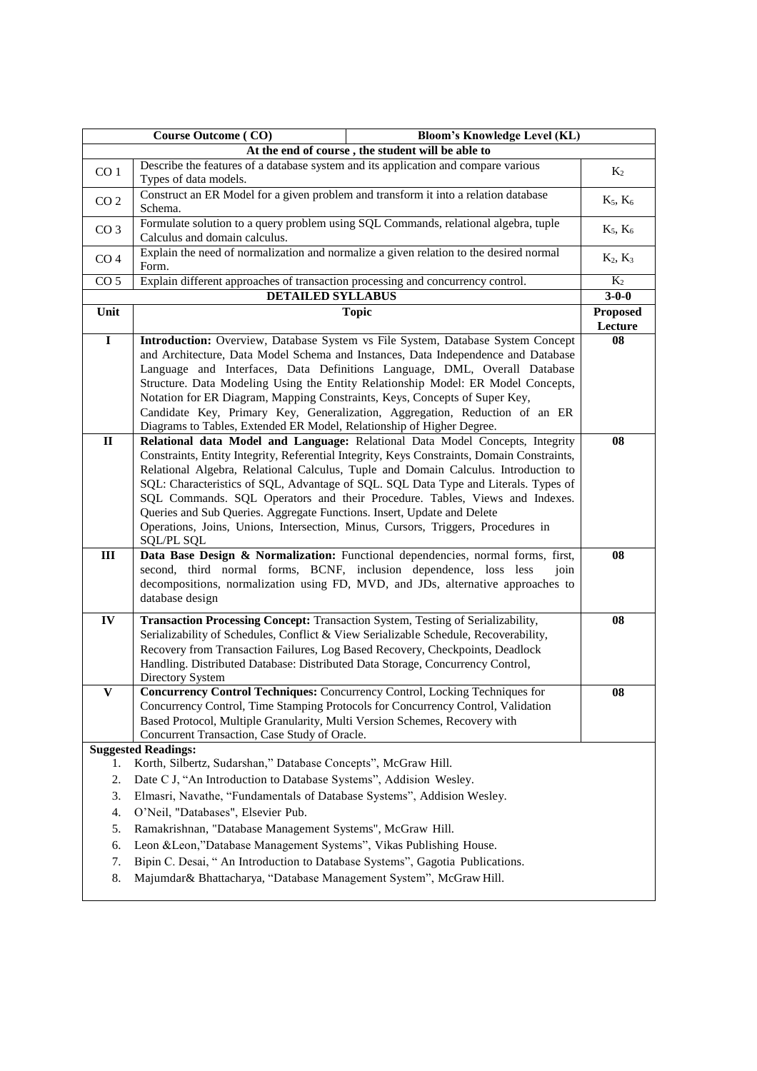| Course Outcome ( CO) | | Bloom's Knowledge Level (KL) |
|---|---|---|
| **At the end of course , the student will be able to** | | |
| CO 1 | Describe the features of a database system and its application and compare various Types of data models. | $K_2$ |
| CO 2 | Construct an ER Model for a given problem and transform it into a relation database Schema. | $K_5$, $K_6$ |
| CO 3 | Formulate solution to a query problem using SQL Commands, relational algebra, tuple Calculus and domain calculus. | $K_5$, $K_6$ |
| CO 4 | Explain the need of normalization and normalize a given relation to the desired normal Form. | $K_2$, $K_3$ |
| CO 5 | Explain different approaches of transaction processing and concurrency control. | $K_2$ |

| | **DETAILED SYLLABUS** | **3-0-0** |
|---|---|---|
| **Unit** | **Topic** | **Proposed Lecture** |
| **I** | **Introduction:** Overview, Database System vs File System, Database System Concept and Architecture, Data Model Schema and Instances, Data Independence and Database Language and Interfaces, Data Definitions Language, DML, Overall Database Structure. Data Modeling Using the Entity Relationship Model: ER Model Concepts, Notation for ER Diagram, Mapping Constraints, Keys, Concepts of Super Key, Candidate Key, Primary Key, Generalization, Aggregation, Reduction of an ER Diagrams to Tables, Extended ER Model, Relationship of Higher Degree. | **08** |
| **II** | **Relational data Model and Language:** Relational Data Model Concepts, Integrity Constraints, Entity Integrity, Referential Integrity, Keys Constraints, Domain Constraints, Relational Algebra, Relational Calculus, Tuple and Domain Calculus. Introduction to SQL: Characteristics of SQL, Advantage of SQL. SQL Data Type and Literals. Types of SQL Commands. SQL Operators and their Procedure. Tables, Views and Indexes. Queries and Sub Queries. Aggregate Functions. Insert, Update and Delete Operations, Joins, Unions, Intersection, Minus, Cursors, Triggers, Procedures in SQL/PL SQL | **08** |
| **III** | **Data Base Design & Normalization:** Functional dependencies, normal forms, first, second, third normal forms, BCNF, inclusion dependence, loss less join decompositions, normalization using FD, MVD, and JDs, alternative approaches to database design | **08** |
| **IV** | **Transaction Processing Concept:** Transaction System, Testing of Serializability, Serializability of Schedules, Conflict & View Serializable Schedule, Recoverability, Recovery from Transaction Failures, Log Based Recovery, Checkpoints, Deadlock Handling. Distributed Database: Distributed Data Storage, Concurrency Control, Directory System | **08** |
| **V** | **Concurrency Control Techniques:** Concurrency Control, Locking Techniques for Concurrency Control, Time Stamping Protocols for Concurrency Control, Validation Based Protocol, Multiple Granularity, Multi Version Schemes, Recovery with Concurrent Transaction, Case Study of Oracle. | **08** |

**Suggested Readings:**

1. Korth, Silbertz, Sudarshan," Database Concepts", McGraw Hill.
2. Date C J, "An Introduction to Database Systems", Addision Wesley.
3. Elmasri, Navathe, "Fundamentals of Database Systems", Addision Wesley.
4. O'Neil, "Databases", Elsevier Pub.
5. Ramakrishnan, "Database Management Systems", McGraw Hill.
6. Leon &Leon,"Database Management Systems", Vikas Publishing House.
7. Bipin C. Desai, " An Introduction to Database Systems", Gagotia Publications.
8. Majumdar& Bhattacharya, "Database Management System", McGraw Hill.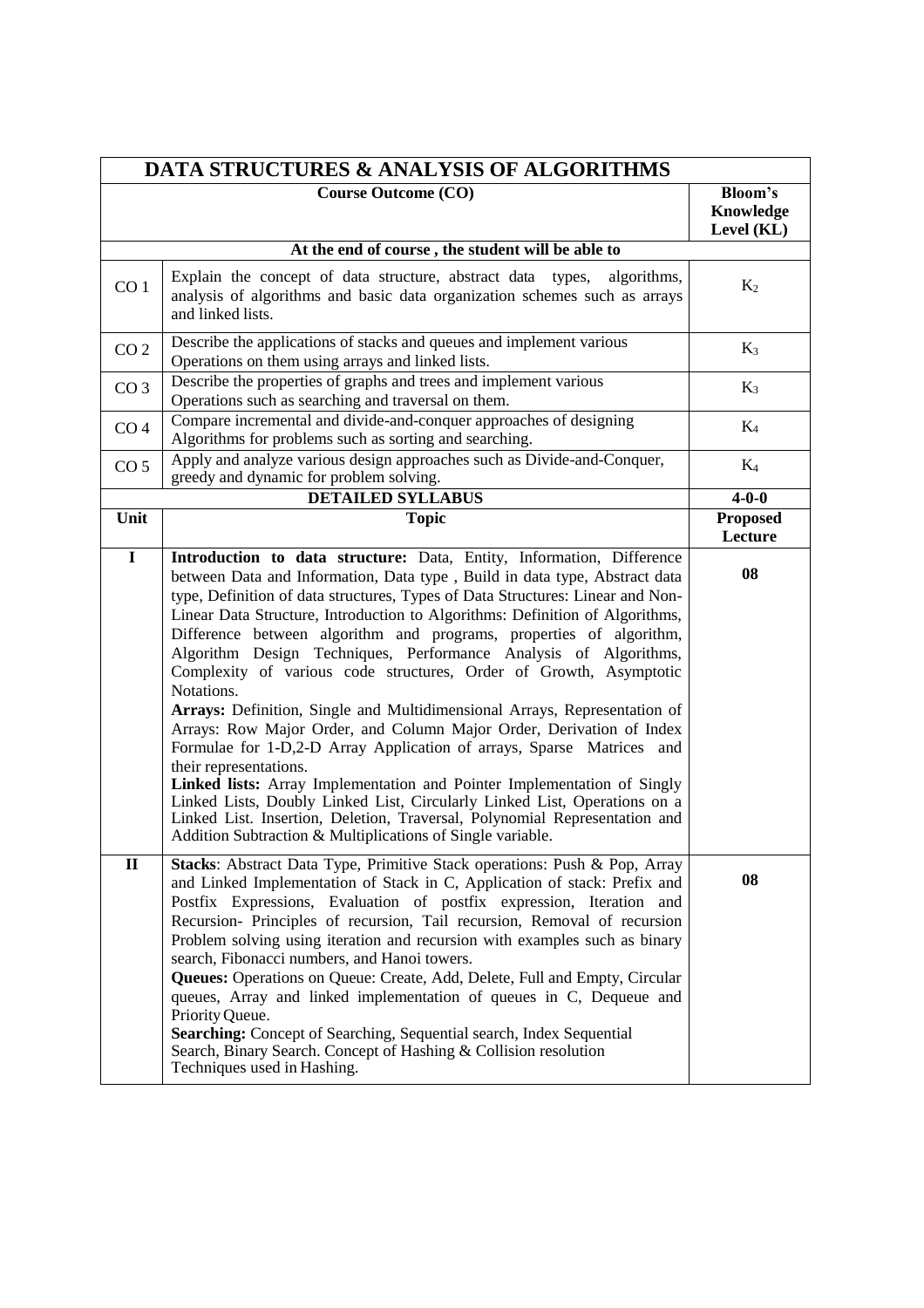| DATA STRUCTURES & ANALYSIS OF ALGORITHMS | | |
|---|---|---|
| **Course Outcome (CO)** | | **Bloom's Knowledge Level (KL)** |
| **At the end of course , the student will be able to** | | |
| CO 1 | Explain the concept of data structure, abstract data types, algorithms, analysis of algorithms and basic data organization schemes such as arrays and linked lists. | $K_2$ |
| CO 2 | Describe the applications of stacks and queues and implement various Operations on them using arrays and linked lists. | $K_3$ |
| CO 3 | Describe the properties of graphs and trees and implement various Operations such as searching and traversal on them. | $K_3$ |
| CO 4 | Compare incremental and divide-and-conquer approaches of designing Algorithms for problems such as sorting and searching. | $K_4$ |
| CO 5 | Apply and analyze various design approaches such as Divide-and-Conquer, greedy and dynamic for problem solving. | $K_4$ |
| **DETAILED SYLLABUS** | | **4-0-0** |
| **Unit** | **Topic** | **Proposed Lecture** |
| **I** | **Introduction to data structure:** Data, Entity, Information, Difference between Data and Information, Data type , Build in data type, Abstract data type, Definition of data structures, Types of Data Structures: Linear and Non-Linear Data Structure, Introduction to Algorithms: Definition of Algorithms, Difference between algorithm and programs, properties of algorithm, Algorithm Design Techniques, Performance Analysis of Algorithms, Complexity of various code structures, Order of Growth, Asymptotic Notations. **Arrays:** Definition, Single and Multidimensional Arrays, Representation of Arrays: Row Major Order, and Column Major Order, Derivation of Index Formulae for 1-D,2-D Array Application of arrays, Sparse Matrices and their representations. **Linked lists:** Array Implementation and Pointer Implementation of Singly Linked Lists, Doubly Linked List, Circularly Linked List, Operations on a Linked List. Insertion, Deletion, Traversal, Polynomial Representation and Addition Subtraction & Multiplications of Single variable. | **08** |
| **II** | **Stacks**: Abstract Data Type, Primitive Stack operations: Push & Pop, Array and Linked Implementation of Stack in C, Application of stack: Prefix and Postfix Expressions, Evaluation of postfix expression, Iteration and Recursion- Principles of recursion, Tail recursion, Removal of recursion Problem solving using iteration and recursion with examples such as binary search, Fibonacci numbers, and Hanoi towers. **Queues:** Operations on Queue: Create, Add, Delete, Full and Empty, Circular queues, Array and linked implementation of queues in C, Dequeue and Priority Queue. **Searching:** Concept of Searching, Sequential search, Index Sequential Search, Binary Search. Concept of Hashing & Collision resolution Techniques used in Hashing. | **08** |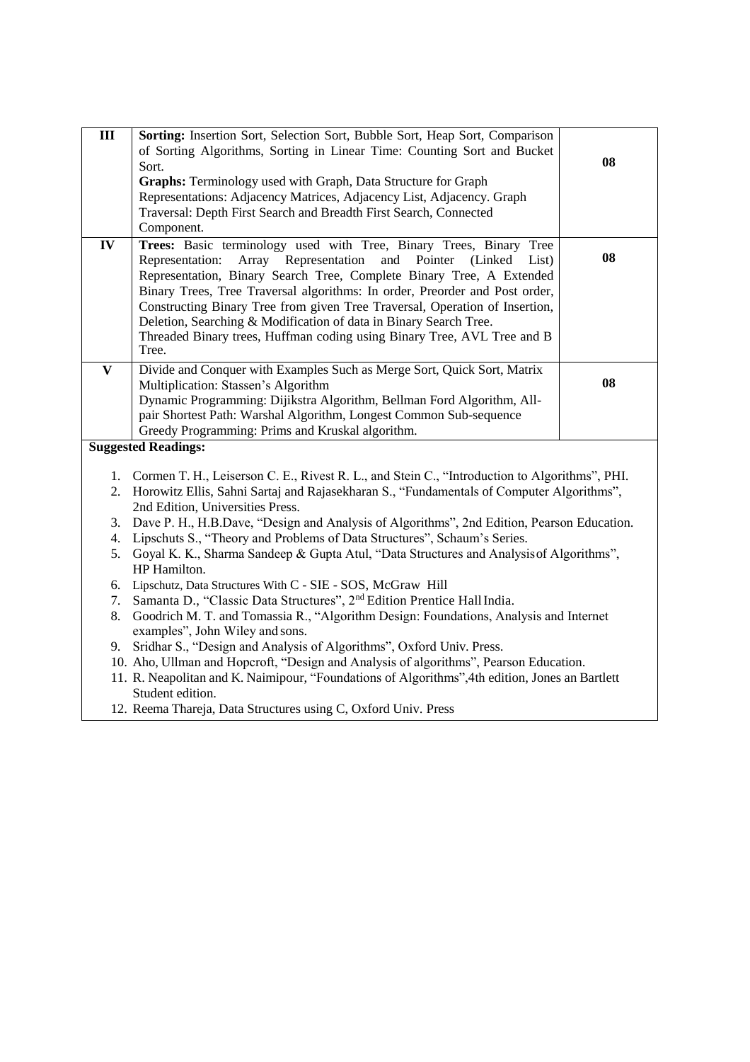| | | |
|---|---|---|
| **III** | **Sorting:** Insertion Sort, Selection Sort, Bubble Sort, Heap Sort, Comparison of Sorting Algorithms, Sorting in Linear Time: Counting Sort and Bucket Sort. **Graphs:** Terminology used with Graph, Data Structure for Graph Representations: Adjacency Matrices, Adjacency List, Adjacency. Graph Traversal: Depth First Search and Breadth First Search, Connected Component. | **08** |
| **IV** | **Trees:** Basic terminology used with Tree, Binary Trees, Binary Tree Representation: Array Representation and Pointer (Linked List) Representation, Binary Search Tree, Complete Binary Tree, A Extended Binary Trees, Tree Traversal algorithms: In order, Preorder and Post order, Constructing Binary Tree from given Tree Traversal, Operation of Insertion, Deletion, Searching & Modification of data in Binary Search Tree. Threaded Binary trees, Huffman coding using Binary Tree, AVL Tree and B Tree. | **08** |
| **V** | Divide and Conquer with Examples Such as Merge Sort, Quick Sort, Matrix Multiplication: Stassen's Algorithm Dynamic Programming: Dijikstra Algorithm, Bellman Ford Algorithm, All-pair Shortest Path: Warshal Algorithm, Longest Common Sub-sequence Greedy Programming: Prims and Kruskal algorithm. | **08** |

**Suggested Readings:**

1. Cormen T. H., Leiserson C. E., Rivest R. L., and Stein C., "Introduction to Algorithms", PHI.
2. Horowitz Ellis, Sahni Sartaj and Rajasekharan S., "Fundamentals of Computer Algorithms", 2nd Edition, Universities Press.
3. Dave P. H., H.B.Dave, "Design and Analysis of Algorithms", 2nd Edition, Pearson Education.
4. Lipschuts S., "Theory and Problems of Data Structures", Schaum's Series.
5. Goyal K. K., Sharma Sandeep & Gupta Atul, "Data Structures and Analysisof Algorithms", HP Hamilton.
6. Lipschutz, Data Structures With C - SIE - SOS, McGraw Hill
7. Samanta D., "Classic Data Structures", 2nd Edition Prentice Hall India.
8. Goodrich M. T. and Tomassia R., "Algorithm Design: Foundations, Analysis and Internet examples", John Wiley and sons.
9. Sridhar S., "Design and Analysis of Algorithms", Oxford Univ. Press.
10. Aho, Ullman and Hopcroft, "Design and Analysis of algorithms", Pearson Education.
11. R. Neapolitan and K. Naimipour, "Foundations of Algorithms",4th edition, Jones an Bartlett Student edition.
12. Reema Thareja, Data Structures using C, Oxford Univ. Press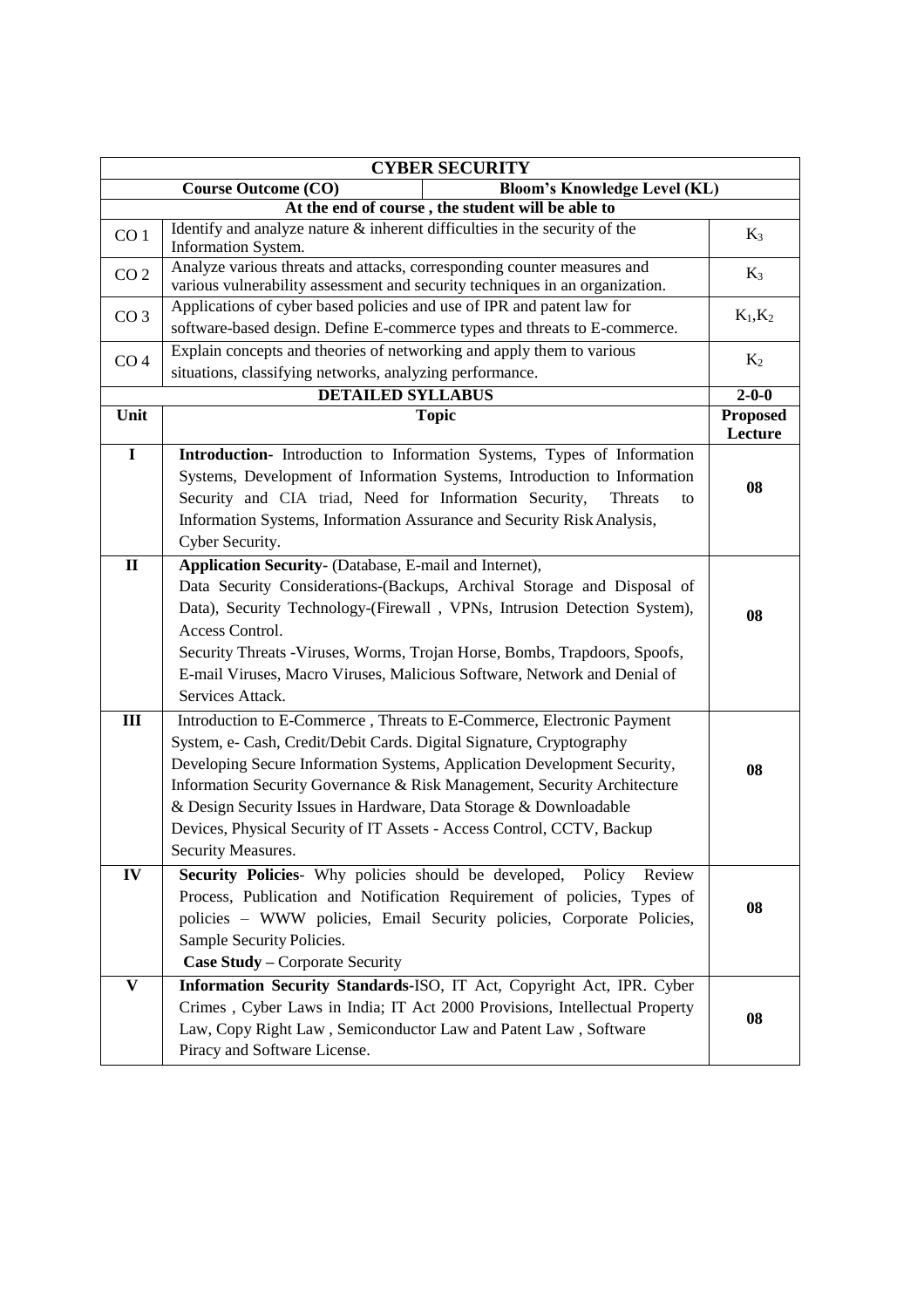## CYBER SECURITY

| Course Outcome (CO) | | Bloom's Knowledge Level (KL) |
|---|---|---|
| **At the end of course , the student will be able to** | | |
| CO 1 | Identify and analyze nature & inherent difficulties in the security of the Information System. | $K_3$ |
| CO 2 | Analyze various threats and attacks, corresponding counter measures and various vulnerability assessment and security techniques in an organization. | $K_3$ |
| CO 3 | Applications of cyber based policies and use of IPR and patent law for software-based design. Define E-commerce types and threats to E-commerce. | $K_1$,$K_2$ |
| CO 4 | Explain concepts and theories of networking and apply them to various situations, classifying networks, analyzing performance. | $K_2$ |

| Unit | Topic | Proposed Lecture |
|---|---|---|
| | **DETAILED SYLLABUS** | **2-0-0** |
| **I** | **Introduction-** Introduction to Information Systems, Types of Information Systems, Development of Information Systems, Introduction to Information Security and CIA triad, Need for Information Security, Threats to Information Systems, Information Assurance and Security Risk Analysis, Cyber Security. | **08** |
| **II** | **Application Security-** (Database, E-mail and Internet), Data Security Considerations-(Backups, Archival Storage and Disposal of Data), Security Technology-(Firewall , VPNs, Intrusion Detection System), Access Control. Security Threats -Viruses, Worms, Trojan Horse, Bombs, Trapdoors, Spoofs, E-mail Viruses, Macro Viruses, Malicious Software, Network and Denial of Services Attack. | **08** |
| **III** | Introduction to E-Commerce , Threats to E-Commerce, Electronic Payment System, e- Cash, Credit/Debit Cards. Digital Signature, Cryptography Developing Secure Information Systems, Application Development Security, Information Security Governance & Risk Management, Security Architecture & Design Security Issues in Hardware, Data Storage & Downloadable Devices, Physical Security of IT Assets - Access Control, CCTV, Backup Security Measures. | **08** |
| **IV** | **Security Policies**- Why policies should be developed, Policy Review Process, Publication and Notification Requirement of policies, Types of policies – WWW policies, Email Security policies, Corporate Policies, Sample Security Policies. **Case Study –** Corporate Security | **08** |
| **V** | **Information Security Standards**-ISO, IT Act, Copyright Act, IPR. Cyber Crimes , Cyber Laws in India; IT Act 2000 Provisions, Intellectual Property Law, Copy Right Law , Semiconductor Law and Patent Law , Software Piracy and Software License. | **08** |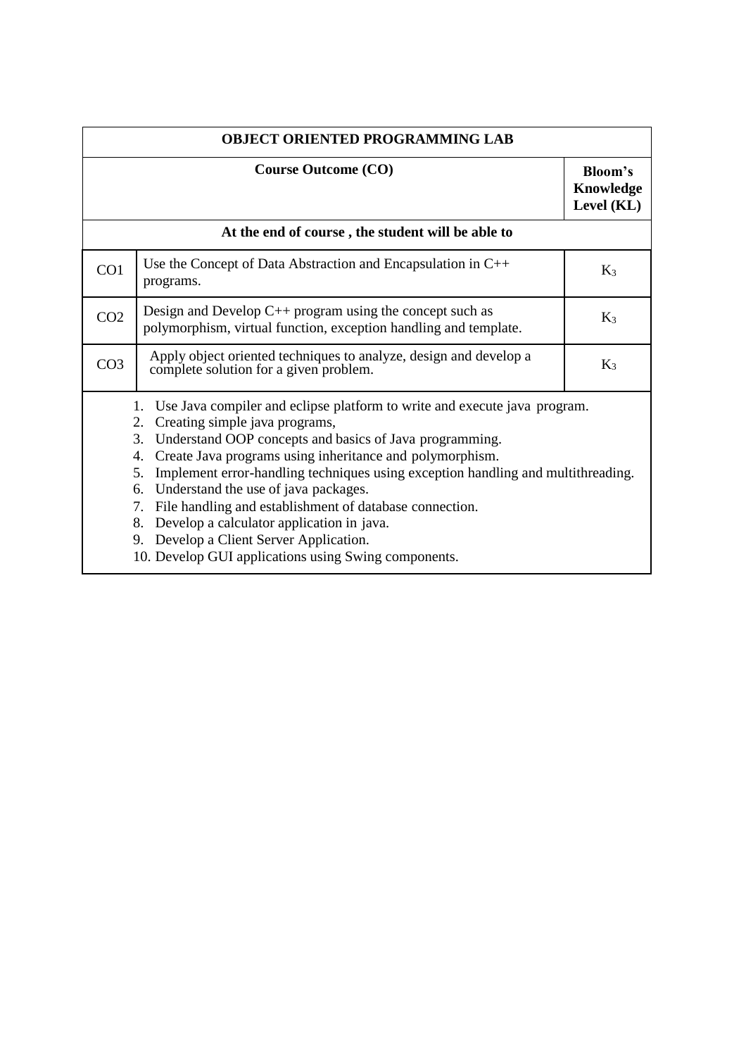| OBJECT ORIENTED PROGRAMMING LAB | | |
|---|---|---|
| **Course Outcome (CO)** | | **Bloom's Knowledge Level (KL)** |
| **At the end of course , the student will be able to** | | |
| CO1 | Use the Concept of Data Abstraction and Encapsulation in C++ programs. | $K_3$ |
| CO2 | Design and Develop C++ program using the concept such as polymorphism, virtual function, exception handling and template. | $K_3$ |
| CO3 | Apply object oriented techniques to analyze, design and develop a complete solution for a given problem. | $K_3$ |

1. Use Java compiler and eclipse platform to write and execute java program.
2. Creating simple java programs,
3. Understand OOP concepts and basics of Java programming.
4. Create Java programs using inheritance and polymorphism.
5. Implement error-handling techniques using exception handling and multithreading.
6. Understand the use of java packages.
7. File handling and establishment of database connection.
8. Develop a calculator application in java.
9. Develop a Client Server Application.
10. Develop GUI applications using Swing components.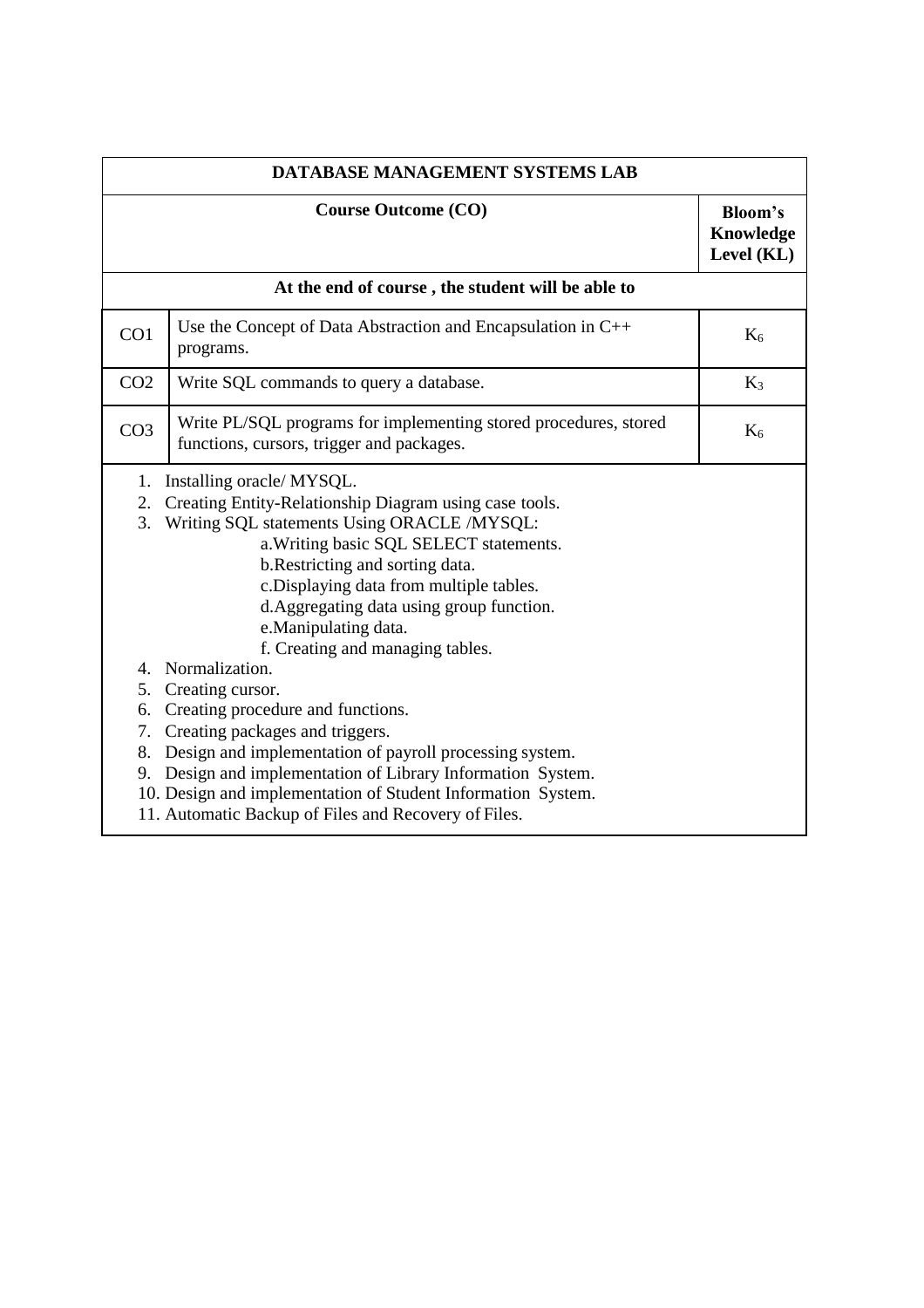| DATABASE MANAGEMENT SYSTEMS LAB | | |
|---|---|---|
| **Course Outcome (CO)** | | **Bloom's Knowledge Level (KL)** |
| **At the end of course , the student will be able to** | | |
| CO1 | Use the Concept of Data Abstraction and Encapsulation in C++ programs. | $K_6$ |
| CO2 | Write SQL commands to query a database. | $K_3$ |
| CO3 | Write PL/SQL programs for implementing stored procedures, stored functions, cursors, trigger and packages. | $K_6$ |

1. Installing oracle/ MYSQL.
2. Creating Entity-Relationship Diagram using case tools.
3. Writing SQL statements Using ORACLE /MYSQL:
   - a.Writing basic SQL SELECT statements.
   - b.Restricting and sorting data.
   - c.Displaying data from multiple tables.
   - d.Aggregating data using group function.
   - e.Manipulating data.
   - f. Creating and managing tables.
4. Normalization.
5. Creating cursor.
6. Creating procedure and functions.
7. Creating packages and triggers.
8. Design and implementation of payroll processing system.
9. Design and implementation of Library Information System.
10. Design and implementation of Student Information System.
11. Automatic Backup of Files and Recovery of Files.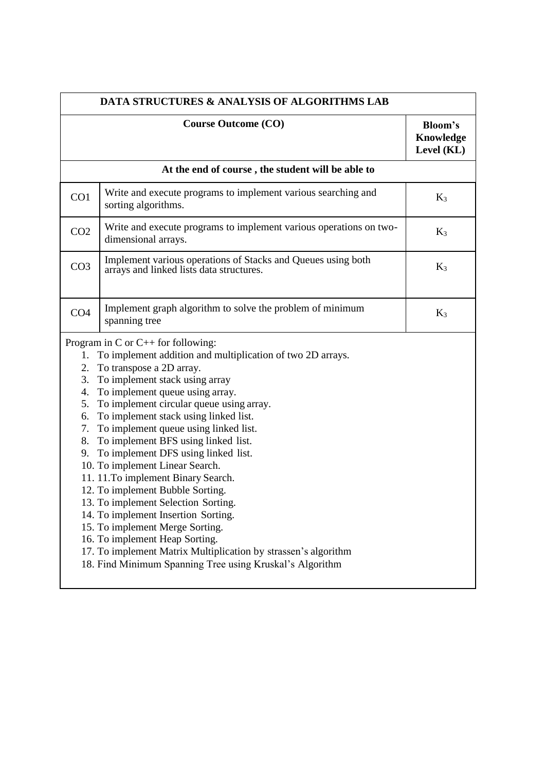| DATA STRUCTURES & ANALYSIS OF ALGORITHMS LAB | | |
|---|---|---|
| **Course Outcome (CO)** | | **Bloom's Knowledge Level (KL)** |
| **At the end of course , the student will be able to** | | |
| CO1 | Write and execute programs to implement various searching and sorting algorithms. | $K_3$ |
| CO2 | Write and execute programs to implement various operations on two-dimensional arrays. | $K_3$ |
| CO3 | Implement various operations of Stacks and Queues using both arrays and linked lists data structures. | $K_3$ |
| CO4 | Implement graph algorithm to solve the problem of minimum spanning tree | $K_3$ |

Program in C or C++ for following:

1. To implement addition and multiplication of two 2D arrays.
2. To transpose a 2D array.
3. To implement stack using array
4. To implement queue using array.
5. To implement circular queue using array.
6. To implement stack using linked list.
7. To implement queue using linked list.
8. To implement BFS using linked list.
9. To implement DFS using linked list.
10. To implement Linear Search.
11. 11.To implement Binary Search.
12. To implement Bubble Sorting.
13. To implement Selection Sorting.
14. To implement Insertion Sorting.
15. To implement Merge Sorting.
16. To implement Heap Sorting.
17. To implement Matrix Multiplication by strassen's algorithm
18. Find Minimum Spanning Tree using Kruskal's Algorithm